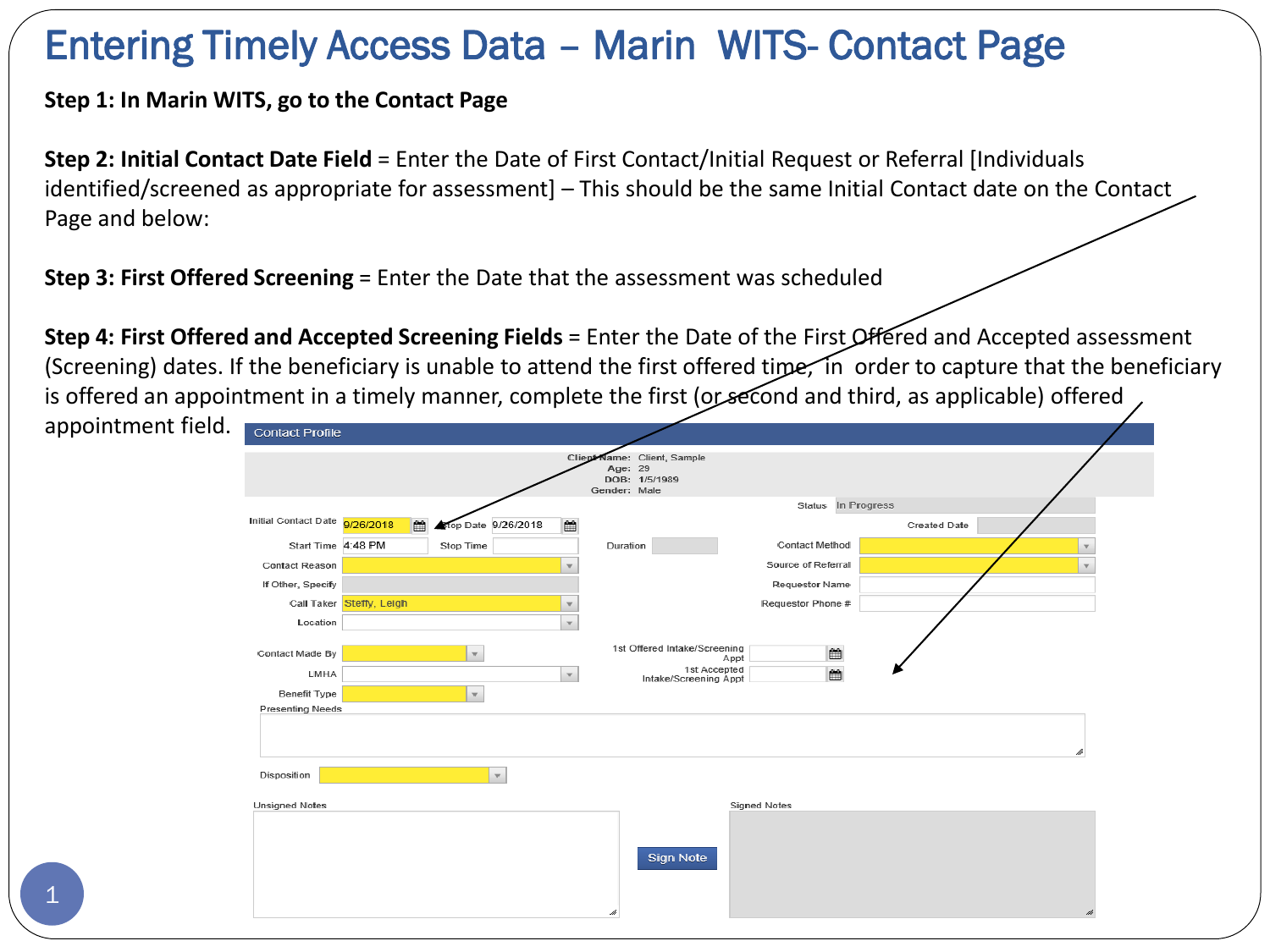# Entering Timely Access Data – Marin WITS- Contact Page

**Step 1: In Marin WITS, go to the Contact Page**

**Step 2: Initial Contact Date Field** = Enter the Date of First Contact/Initial Request or Referral [Individuals identified/screened as appropriate for assessment] – This should be the same Initial Contact date on the Contact Page and below:

**Step 3: First Offered Screening** = Enter the Date that the assessment was scheduled

**Step 4: First Offered and Accepted Screening Fields** = Enter the Date of the First Offered and Accepted assessment (Screening) dates. If the beneficiary is unable to attend the first offered time, in order to capture that the beneficiary is offered an appointment in a timely manner, complete the first (or second and third, as applicable) offered appointment field.

**Contact Profile**

Client Name: Client, Sample
Age: 29
DOB: 1/5/1989
Gender: Male

Status: In Progress

| Field | Value | Field | Value |
|---|---|---|---|
| Initial Contact Date | 9/26/2018 | Stop Date | 9/26/2018 |
| Start Time | 4:48 PM | Stop Time | |
| Duration | | Created Date | |
| Contact Reason | | Contact Method | |
| If Other, Specify | | Source of Referral | |
| Call Taker | Steffy, Leigh | Requestor Name | |
| Location | | Requestor Phone # | |
| Contact Made By | | 1st Offered Intake/Screening Appt | |
| LMHA | | 1st Accepted Intake/Screening Appt | |
| Benefit Type | | | |

Presenting Needs

Disposition

Unsigned Notes

Sign Note

Signed Notes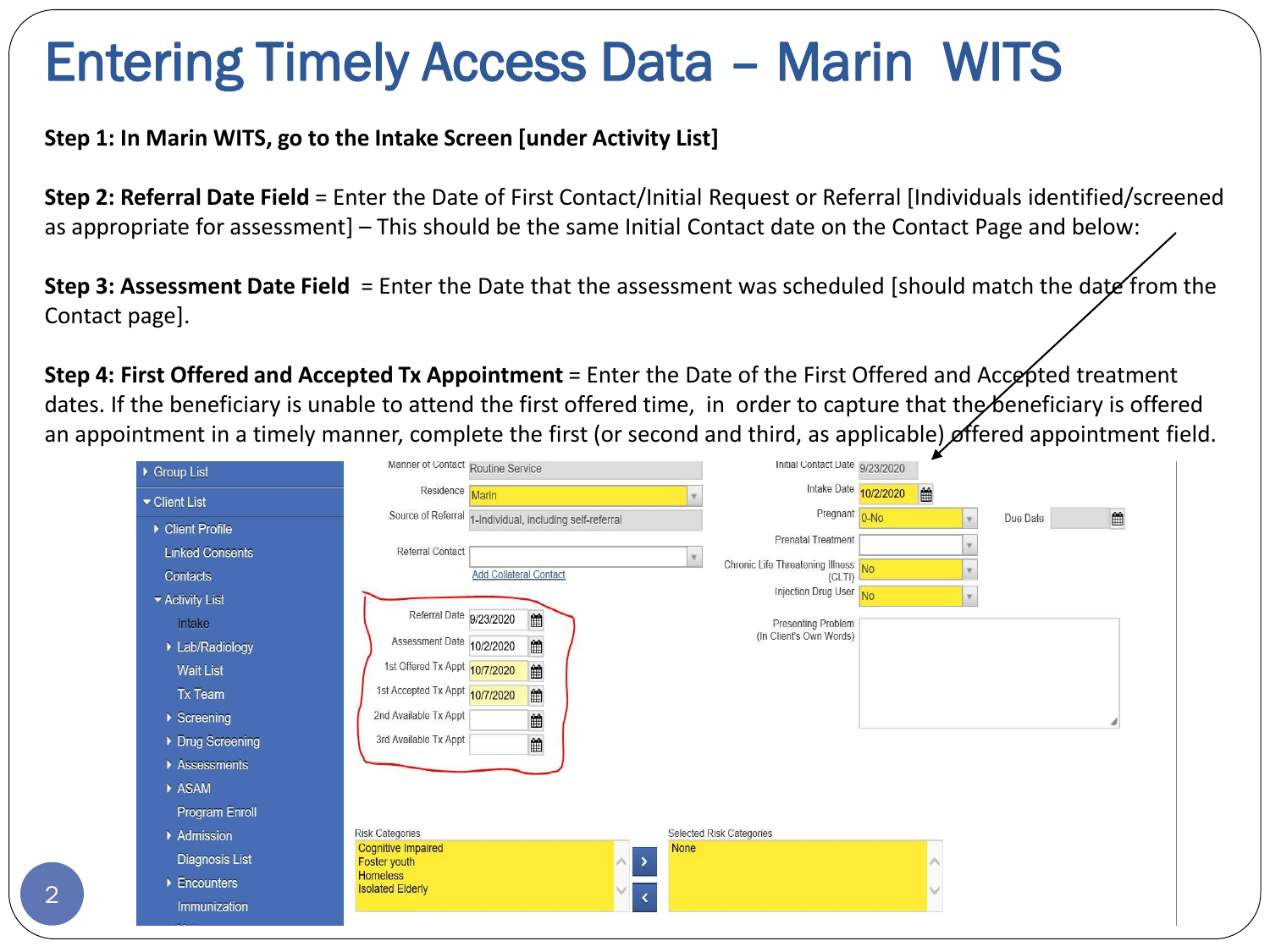# Entering Timely Access Data – Marin WITS

**Step 1: In Marin WITS, go to the Intake Screen [under Activity List]**

**Step 2: Referral Date Field** = Enter the Date of First Contact/Initial Request or Referral [Individuals identified/screened as appropriate for assessment] – This should be the same Initial Contact date on the Contact Page and below:

**Step 3: Assessment Date Field** = Enter the Date that the assessment was scheduled [should match the date from the Contact page].

**Step 4: First Offered and Accepted Tx Appointment** = Enter the Date of the First Offered and Accepted treatment dates. If the beneficiary is unable to attend the first offered time, in order to capture that the beneficiary is offered an appointment in a timely manner, complete the first (or second and third, as applicable) offered appointment field.

Group List
Client List
Client Profile
Linked Consents
Contacts
Activity List
Intake
Lab/Radiology
Wait List
Tx Team
Screening
Drug Screening
Assessments
ASAM
Program Enroll
Admission
Diagnosis List
Encounters
Immunization

Manner of Contact: Routine Service
Residence: Marin
Source of Referral: 1-Individual, including self-referral
Referral Contact:
Add Collateral Contact

Referral Date: 9/23/2020
Assessment Date: 10/2/2020
1st Offered Tx Appt: 10/7/2020
1st Accepted Tx Appt: 10/7/2020
2nd Available Tx Appt:
3rd Available Tx Appt:

Initial Contact Date: 9/23/2020
Intake Date: 10/2/2020
Pregnant: 0-No
Due Date:
Prenatal Treatment:
Chronic Life Threatening Illness (CLTI): No
Injection Drug User: No
Presenting Problem (In Client's Own Words)

Risk Categories: Cognitive Impaired, Foster youth, Homeless, Isolated Elderly
Selected Risk Categories: None